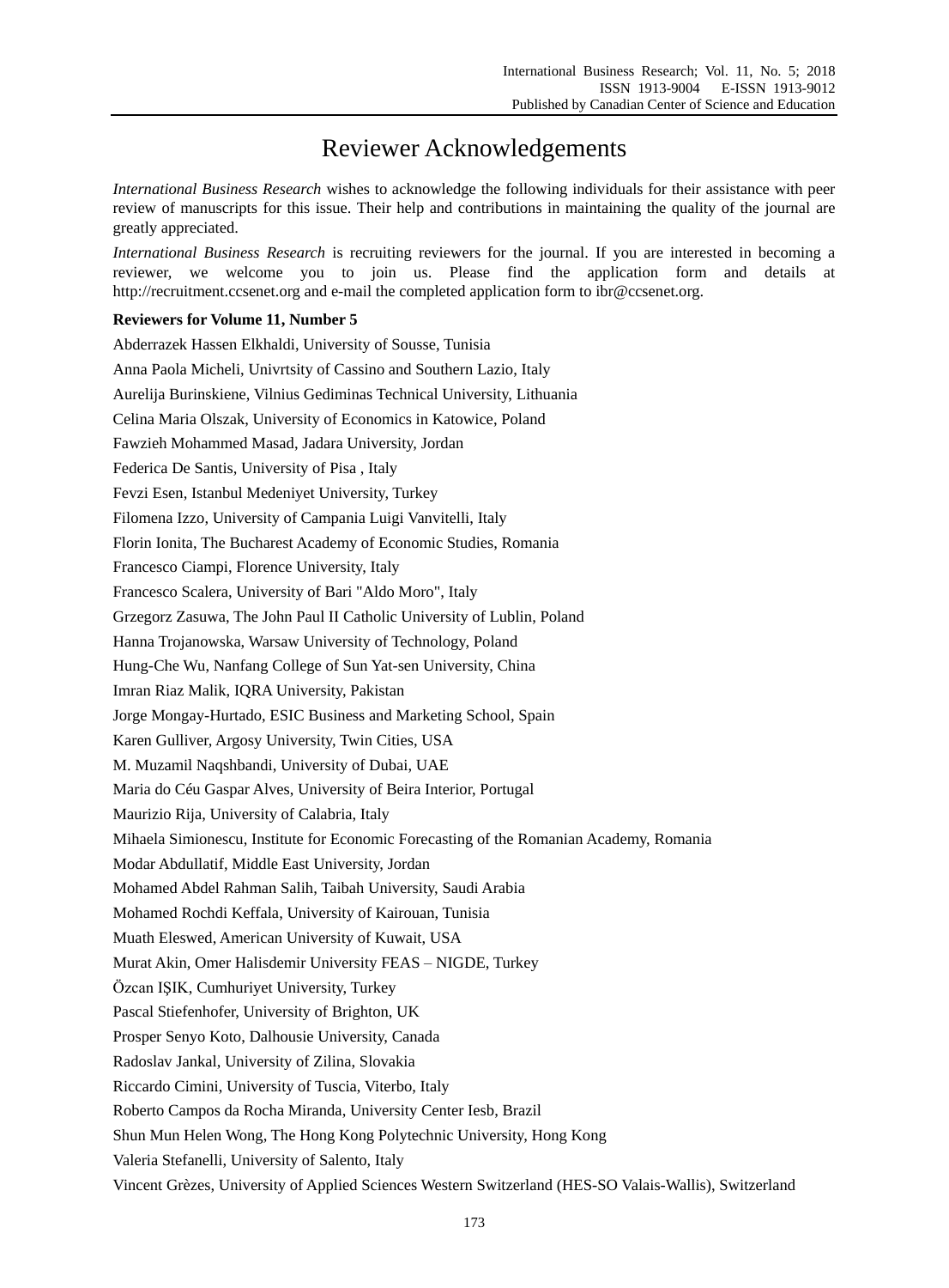# Reviewer Acknowledgements

*International Business Research* wishes to acknowledge the following individuals for their assistance with peer review of manuscripts for this issue. Their help and contributions in maintaining the quality of the journal are greatly appreciated.

*International Business Research* is recruiting reviewers for the journal. If you are interested in becoming a reviewer, we welcome you to join us. Please find the application form and details at http://recruitment.ccsenet.org and e-mail the completed application form to ibr@ccsenet.org.

**Reviewers for Volume 11, Number 5**

Abderrazek Hassen Elkhaldi, University of Sousse, Tunisia

Anna Paola Micheli, Univrtsity of Cassino and Southern Lazio, Italy

Aurelija Burinskiene, Vilnius Gediminas Technical University, Lithuania

Celina Maria Olszak, University of Economics in Katowice, Poland

Fawzieh Mohammed Masad, Jadara University, Jordan

Federica De Santis, University of Pisa , Italy

Fevzi Esen, Istanbul Medeniyet University, Turkey

Filomena Izzo, University of Campania Luigi Vanvitelli, Italy

Florin Ionita, The Bucharest Academy of Economic Studies, Romania

Francesco Ciampi, Florence University, Italy

Francesco Scalera, University of Bari "Aldo Moro", Italy

Grzegorz Zasuwa, The John Paul II Catholic University of Lublin, Poland

Hanna Trojanowska, Warsaw University of Technology, Poland

Hung-Che Wu, Nanfang College of Sun Yat-sen University, China

Imran Riaz Malik, IQRA University, Pakistan

Jorge Mongay-Hurtado, ESIC Business and Marketing School, Spain

Karen Gulliver, Argosy University, Twin Cities, USA

M. Muzamil Naqshbandi, University of Dubai, UAE

Maria do Céu Gaspar Alves, University of Beira Interior, Portugal

Maurizio Rija, University of Calabria, Italy

Mihaela Simionescu, Institute for Economic Forecasting of the Romanian Academy, Romania

Modar Abdullatif, Middle East University, Jordan

Mohamed Abdel Rahman Salih, Taibah University, Saudi Arabia

Mohamed Rochdi Keffala, University of Kairouan, Tunisia

Muath Eleswed, American University of Kuwait, USA

Murat Akin, Omer Halisdemir University FEAS – NIGDE, Turkey

Özcan IŞIK, Cumhuriyet University, Turkey

Pascal Stiefenhofer, University of Brighton, UK

Prosper Senyo Koto, Dalhousie University, Canada

Radoslav Jankal, University of Zilina, Slovakia

Riccardo Cimini, University of Tuscia, Viterbo, Italy

Roberto Campos da Rocha Miranda, University Center Iesb, Brazil

Shun Mun Helen Wong, The Hong Kong Polytechnic University, Hong Kong

Valeria Stefanelli, University of Salento, Italy

Vincent Grèzes, University of Applied Sciences Western Switzerland (HES-SO Valais-Wallis), Switzerland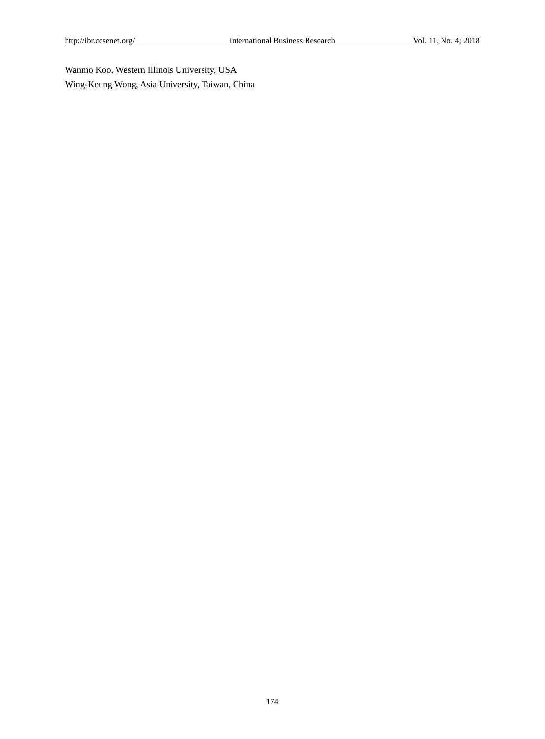Wanmo Koo, Western Illinois University, USA

Wing-Keung Wong, Asia University, Taiwan, China